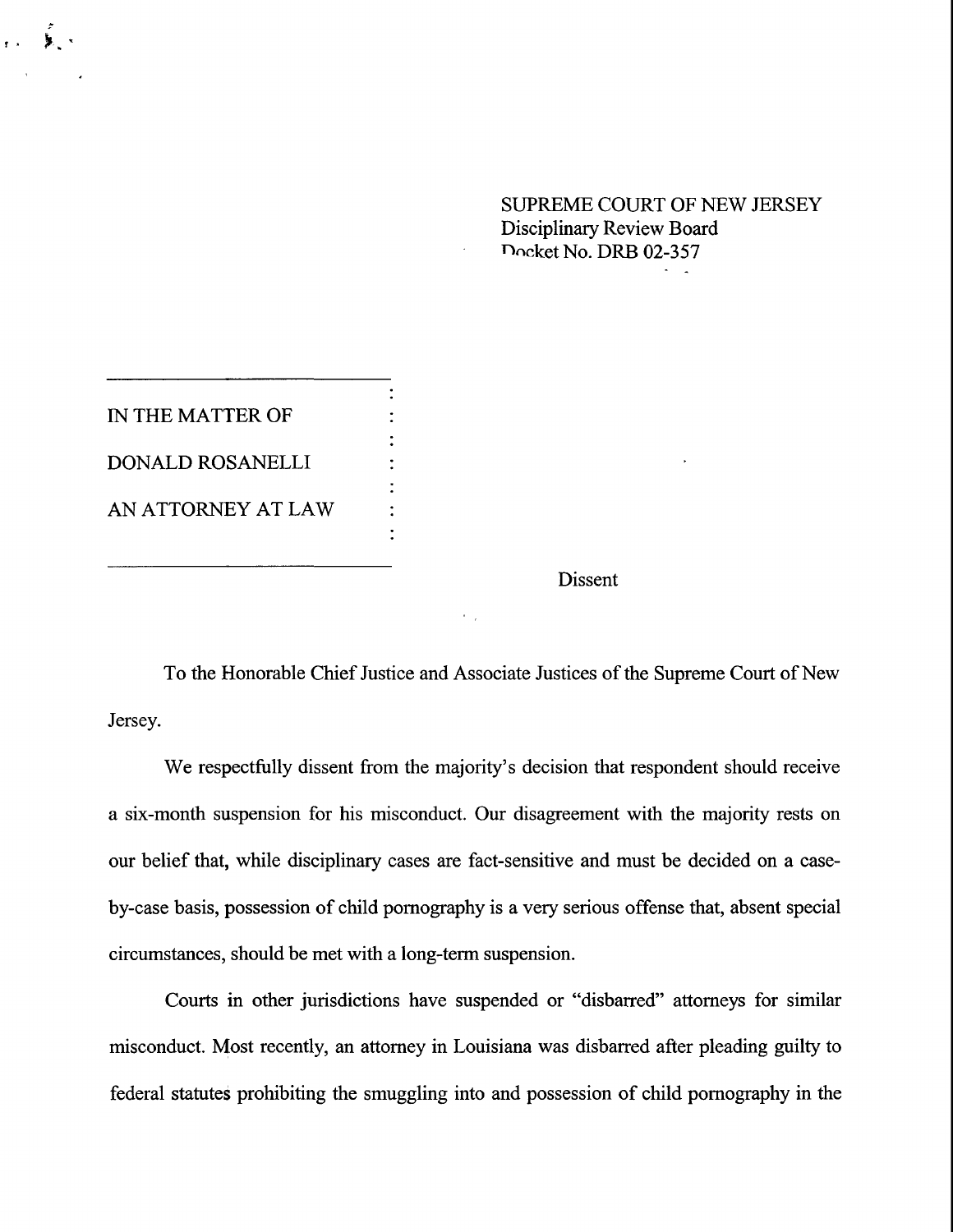SUPREME COURT OF NEW JERSEY
Disciplinary Review Board
Docket No. DRB 02-357

IN THE MATTER OF

DONALD ROSANELLI

AN ATTORNEY AT LAW

Dissent

To the Honorable Chief Justice and Associate Justices of the Supreme Court of New Jersey.

We respectfully dissent from the majority's decision that respondent should receive a six-month suspension for his misconduct. Our disagreement with the majority rests on our belief that, while disciplinary cases are fact-sensitive and must be decided on a case-by-case basis, possession of child pornography is a very serious offense that, absent special circumstances, should be met with a long-term suspension.

Courts in other jurisdictions have suspended or "disbarred" attorneys for similar misconduct. Most recently, an attorney in Louisiana was disbarred after pleading guilty to federal statutes prohibiting the smuggling into and possession of child pornography in the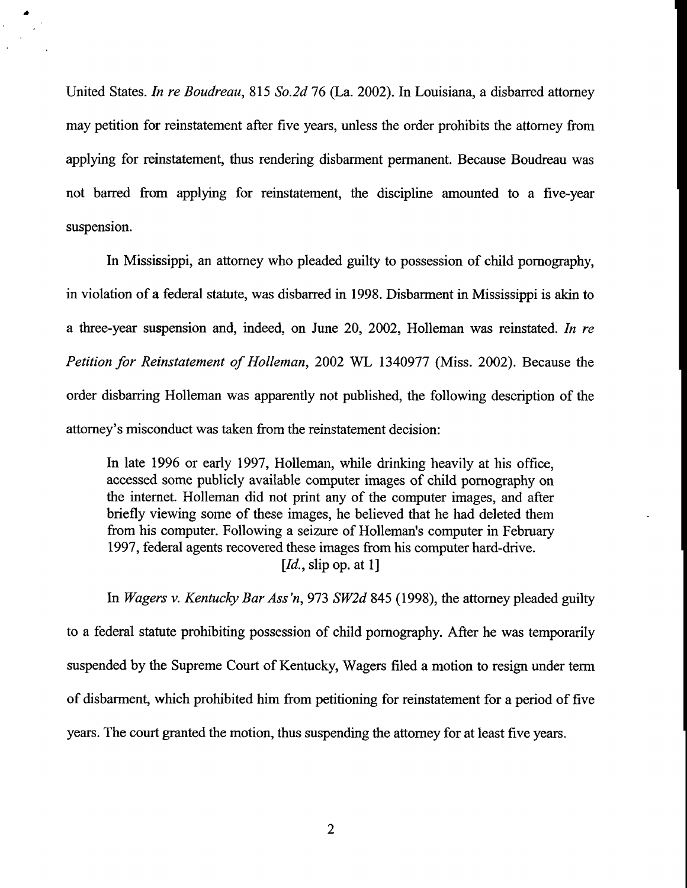United States. *In re Boudreau*, 815 *So.2d* 76 (La. 2002). In Louisiana, a disbarred attorney may petition for reinstatement after five years, unless the order prohibits the attorney from applying for reinstatement, thus rendering disbarment permanent. Because Boudreau was not barred from applying for reinstatement, the discipline amounted to a five-year suspension.

In Mississippi, an attorney who pleaded guilty to possession of child pornography, in violation of a federal statute, was disbarred in 1998. Disbarment in Mississippi is akin to a three-year suspension and, indeed, on June 20, 2002, Holleman was reinstated. *In re Petition for Reinstatement of Holleman*, 2002 WL 1340977 (Miss. 2002). Because the order disbarring Holleman was apparently not published, the following description of the attorney's misconduct was taken from the reinstatement decision:

> In late 1996 or early 1997, Holleman, while drinking heavily at his office, accessed some publicly available computer images of child pornography on the internet. Holleman did not print any of the computer images, and after briefly viewing some of these images, he believed that he had deleted them from his computer. Following a seizure of Holleman's computer in February 1997, federal agents recovered these images from his computer hard-drive.
> [*Id.*, slip op. at 1]

In *Wagers v. Kentucky Bar Ass'n*, 973 *SW2d* 845 (1998), the attorney pleaded guilty to a federal statute prohibiting possession of child pornography. After he was temporarily suspended by the Supreme Court of Kentucky, Wagers filed a motion to resign under term of disbarment, which prohibited him from petitioning for reinstatement for a period of five years. The court granted the motion, thus suspending the attorney for at least five years.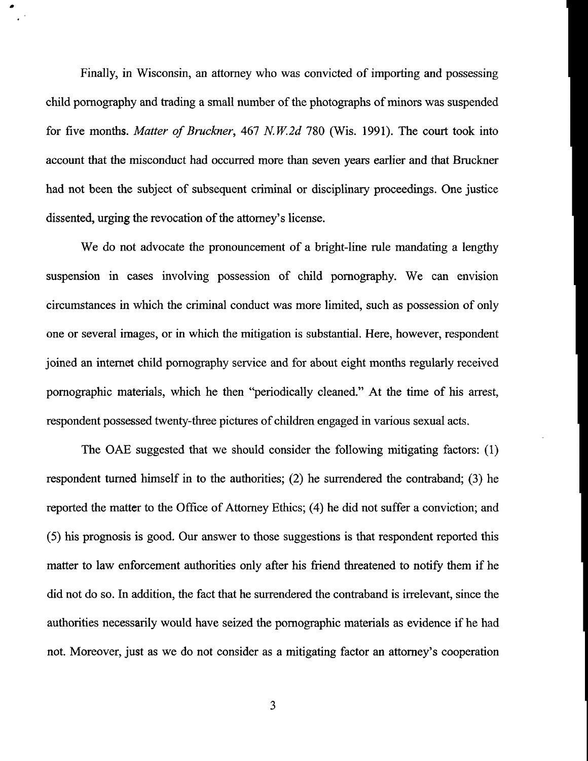Finally, in Wisconsin, an attorney who was convicted of importing and possessing child pornography and trading a small number of the photographs of minors was suspended for five months. *Matter of Bruckner*, 467 *N.W.2d* 780 (Wis. 1991). The court took into account that the misconduct had occurred more than seven years earlier and that Bruckner had not been the subject of subsequent criminal or disciplinary proceedings. One justice dissented, urging the revocation of the attorney's license.

We do not advocate the pronouncement of a bright-line rule mandating a lengthy suspension in cases involving possession of child pornography. We can envision circumstances in which the criminal conduct was more limited, such as possession of only one or several images, or in which the mitigation is substantial. Here, however, respondent joined an internet child pornography service and for about eight months regularly received pornographic materials, which he then "periodically cleaned." At the time of his arrest, respondent possessed twenty-three pictures of children engaged in various sexual acts.

The OAE suggested that we should consider the following mitigating factors: (1) respondent turned himself in to the authorities; (2) he surrendered the contraband; (3) he reported the matter to the Office of Attorney Ethics; (4) he did not suffer a conviction; and (5) his prognosis is good. Our answer to those suggestions is that respondent reported this matter to law enforcement authorities only after his friend threatened to notify them if he did not do so. In addition, the fact that he surrendered the contraband is irrelevant, since the authorities necessarily would have seized the pornographic materials as evidence if he had not. Moreover, just as we do not consider as a mitigating factor an attorney's cooperation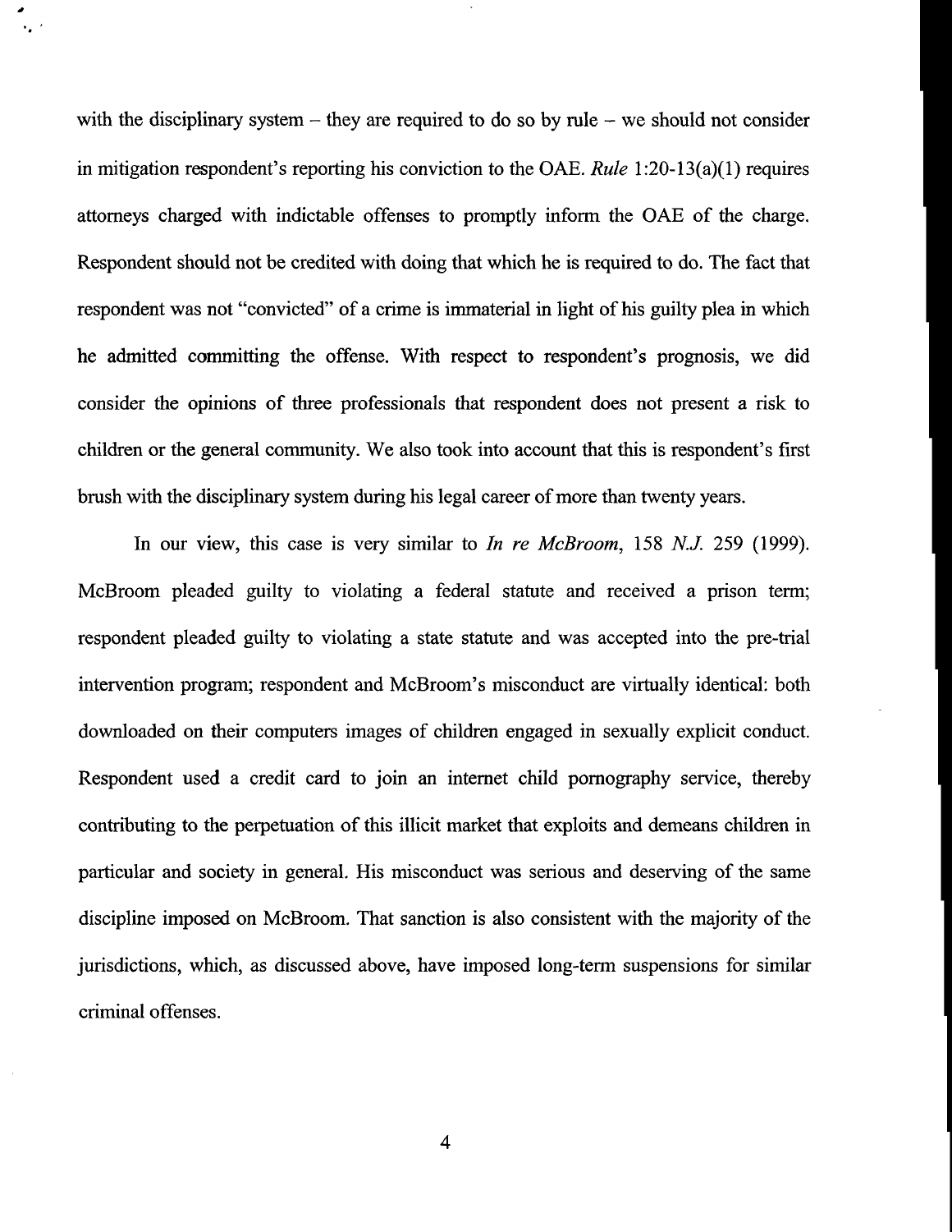with the disciplinary system – they are required to do so by rule – we should not consider in mitigation respondent's reporting his conviction to the OAE. *Rule* 1:20-13(a)(1) requires attorneys charged with indictable offenses to promptly inform the OAE of the charge. Respondent should not be credited with doing that which he is required to do. The fact that respondent was not "convicted" of a crime is immaterial in light of his guilty plea in which he admitted committing the offense. With respect to respondent's prognosis, we did consider the opinions of three professionals that respondent does not present a risk to children or the general community. We also took into account that this is respondent's first brush with the disciplinary system during his legal career of more than twenty years.

In our view, this case is very similar to *In re McBroom*, 158 *N.J.* 259 (1999). McBroom pleaded guilty to violating a federal statute and received a prison term; respondent pleaded guilty to violating a state statute and was accepted into the pre-trial intervention program; respondent and McBroom's misconduct are virtually identical: both downloaded on their computers images of children engaged in sexually explicit conduct. Respondent used a credit card to join an internet child pornography service, thereby contributing to the perpetuation of this illicit market that exploits and demeans children in particular and society in general. His misconduct was serious and deserving of the same discipline imposed on McBroom. That sanction is also consistent with the majority of the jurisdictions, which, as discussed above, have imposed long-term suspensions for similar criminal offenses.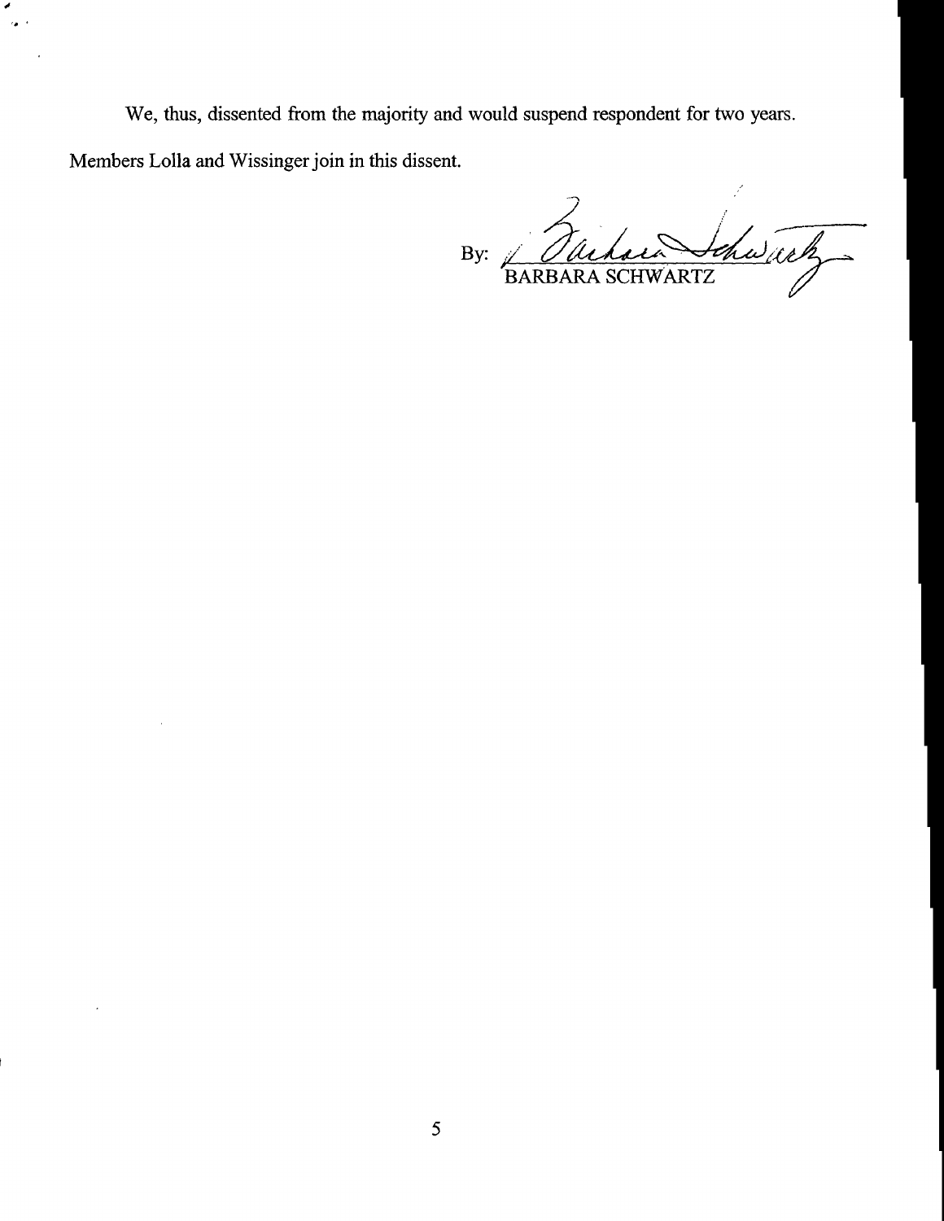We, thus, dissented from the majority and would suspend respondent for two years.

Members Lolla and Wissinger join in this dissent.

By: BARBARA SCHWARTZ